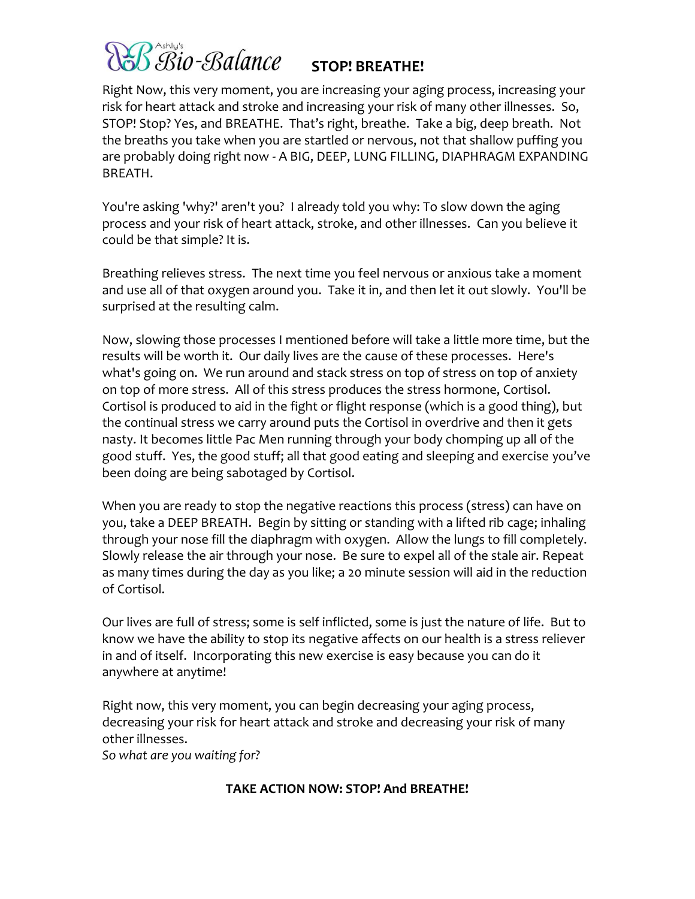Ashly's Bio-Balance

# STOP! BREATHE!

Right Now, this very moment, you are increasing your aging process, increasing your risk for heart attack and stroke and increasing your risk of many other illnesses. So, STOP! Stop? Yes, and BREATHE. That's right, breathe. Take a big, deep breath. Not the breaths you take when you are startled or nervous, not that shallow puffing you are probably doing right now - A BIG, DEEP, LUNG FILLING, DIAPHRAGM EXPANDING BREATH.

You're asking 'why?' aren't you? I already told you why: To slow down the aging process and your risk of heart attack, stroke, and other illnesses. Can you believe it could be that simple? It is.

Breathing relieves stress. The next time you feel nervous or anxious take a moment and use all of that oxygen around you. Take it in, and then let it out slowly. You'll be surprised at the resulting calm.

Now, slowing those processes I mentioned before will take a little more time, but the results will be worth it. Our daily lives are the cause of these processes. Here's what's going on. We run around and stack stress on top of stress on top of anxiety on top of more stress. All of this stress produces the stress hormone, Cortisol. Cortisol is produced to aid in the fight or flight response (which is a good thing), but the continual stress we carry around puts the Cortisol in overdrive and then it gets nasty. It becomes little Pac Men running through your body chomping up all of the good stuff. Yes, the good stuff; all that good eating and sleeping and exercise you've been doing are being sabotaged by Cortisol.

When you are ready to stop the negative reactions this process (stress) can have on you, take a DEEP BREATH. Begin by sitting or standing with a lifted rib cage; inhaling through your nose fill the diaphragm with oxygen. Allow the lungs to fill completely. Slowly release the air through your nose. Be sure to expel all of the stale air. Repeat as many times during the day as you like; a 20 minute session will aid in the reduction of Cortisol.

Our lives are full of stress; some is self inflicted, some is just the nature of life. But to know we have the ability to stop its negative affects on our health is a stress reliever in and of itself. Incorporating this new exercise is easy because you can do it anywhere at anytime!

Right now, this very moment, you can begin decreasing your aging process, decreasing your risk for heart attack and stroke and decreasing your risk of many other illnesses.
*So what are you waiting for?*

**TAKE ACTION NOW: STOP! And BREATHE!**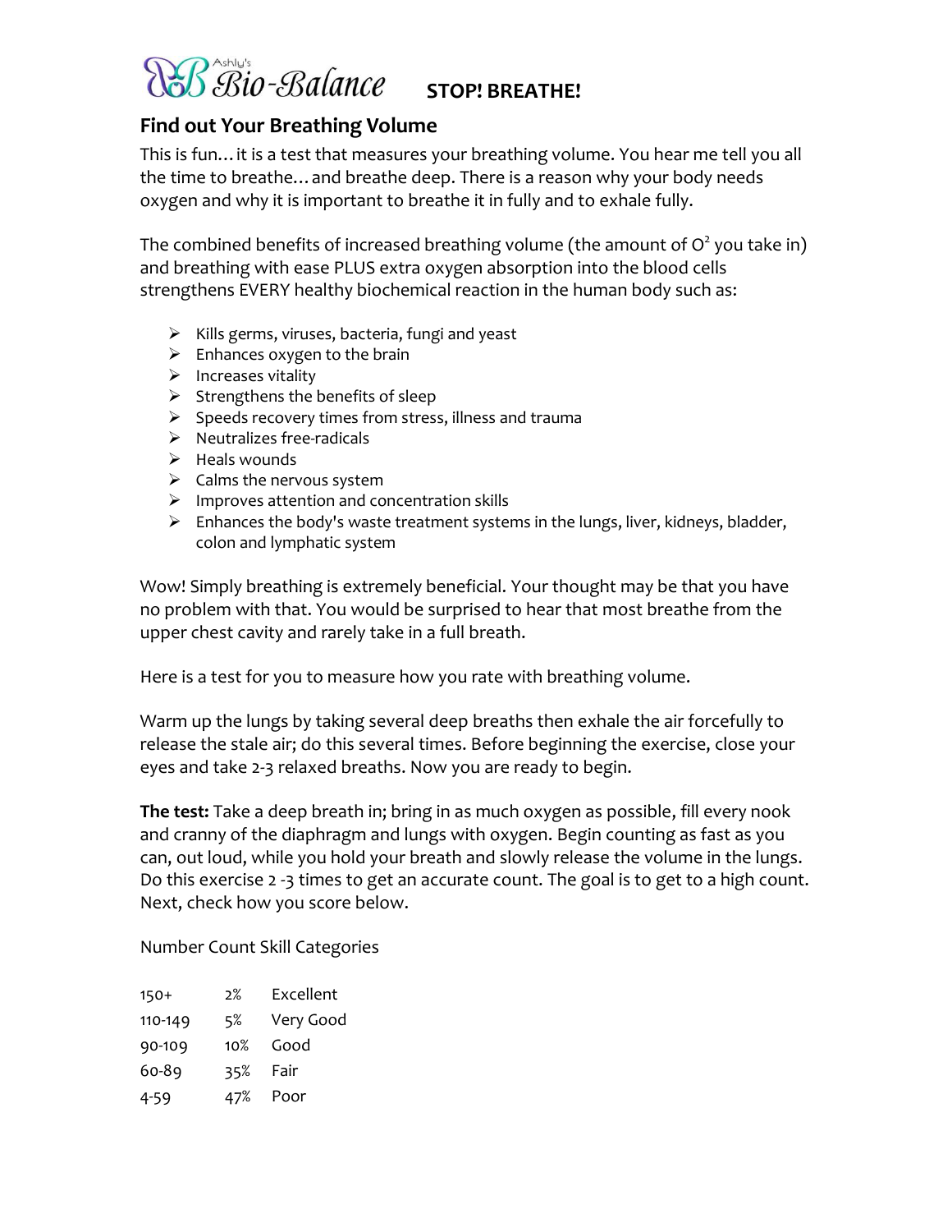Ashly's Bio-Balance **STOP! BREATHE!**

## Find out Your Breathing Volume

This is fun… it is a test that measures your breathing volume. You hear me tell you all the time to breathe… and breathe deep. There is a reason why your body needs oxygen and why it is important to breathe it in fully and to exhale fully.

The combined benefits of increased breathing volume (the amount of $O^2$ you take in) and breathing with ease PLUS extra oxygen absorption into the blood cells strengthens EVERY healthy biochemical reaction in the human body such as:

- Kills germs, viruses, bacteria, fungi and yeast
- Enhances oxygen to the brain
- Increases vitality
- Strengthens the benefits of sleep
- Speeds recovery times from stress, illness and trauma
- Neutralizes free-radicals
- Heals wounds
- Calms the nervous system
- Improves attention and concentration skills
- Enhances the body's waste treatment systems in the lungs, liver, kidneys, bladder, colon and lymphatic system

Wow! Simply breathing is extremely beneficial. Your thought may be that you have no problem with that. You would be surprised to hear that most breathe from the upper chest cavity and rarely take in a full breath.

Here is a test for you to measure how you rate with breathing volume.

Warm up the lungs by taking several deep breaths then exhale the air forcefully to release the stale air; do this several times. Before beginning the exercise, close your eyes and take 2-3 relaxed breaths. Now you are ready to begin.

**The test:** Take a deep breath in; bring in as much oxygen as possible, fill every nook and cranny of the diaphragm and lungs with oxygen. Begin counting as fast as you can, out loud, while you hold your breath and slowly release the volume in the lungs. Do this exercise 2 -3 times to get an accurate count. The goal is to get to a high count. Next, check how you score below.

Number Count Skill Categories

| | | |
|---|---|---|
| 150+ | 2% | Excellent |
| 110-149 | 5% | Very Good |
| 90-109 | 10% | Good |
| 60-89 | 35% | Fair |
| 4-59 | 47% | Poor |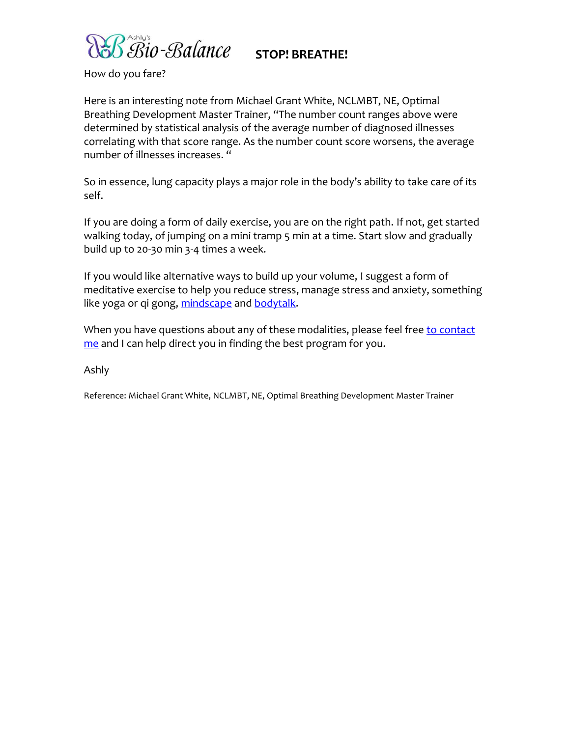Ashly's Bio-Balance **STOP! BREATHE!**

How do you fare?

Here is an interesting note from Michael Grant White, NCLMBT, NE, Optimal Breathing Development Master Trainer, "The number count ranges above were determined by statistical analysis of the average number of diagnosed illnesses correlating with that score range. As the number count score worsens, the average number of illnesses increases. "

So in essence, lung capacity plays a major role in the body's ability to take care of its self.

If you are doing a form of daily exercise, you are on the right path. If not, get started walking today, of jumping on a mini tramp 5 min at a time. Start slow and gradually build up to 20-30 min 3-4 times a week.

If you would like alternative ways to build up your volume, I suggest a form of meditative exercise to help you reduce stress, manage stress and anxiety, something like yoga or qi gong, mindscape and bodytalk.

When you have questions about any of these modalities, please feel free to contact me and I can help direct you in finding the best program for you.

Ashly

Reference: Michael Grant White, NCLMBT, NE, Optimal Breathing Development Master Trainer